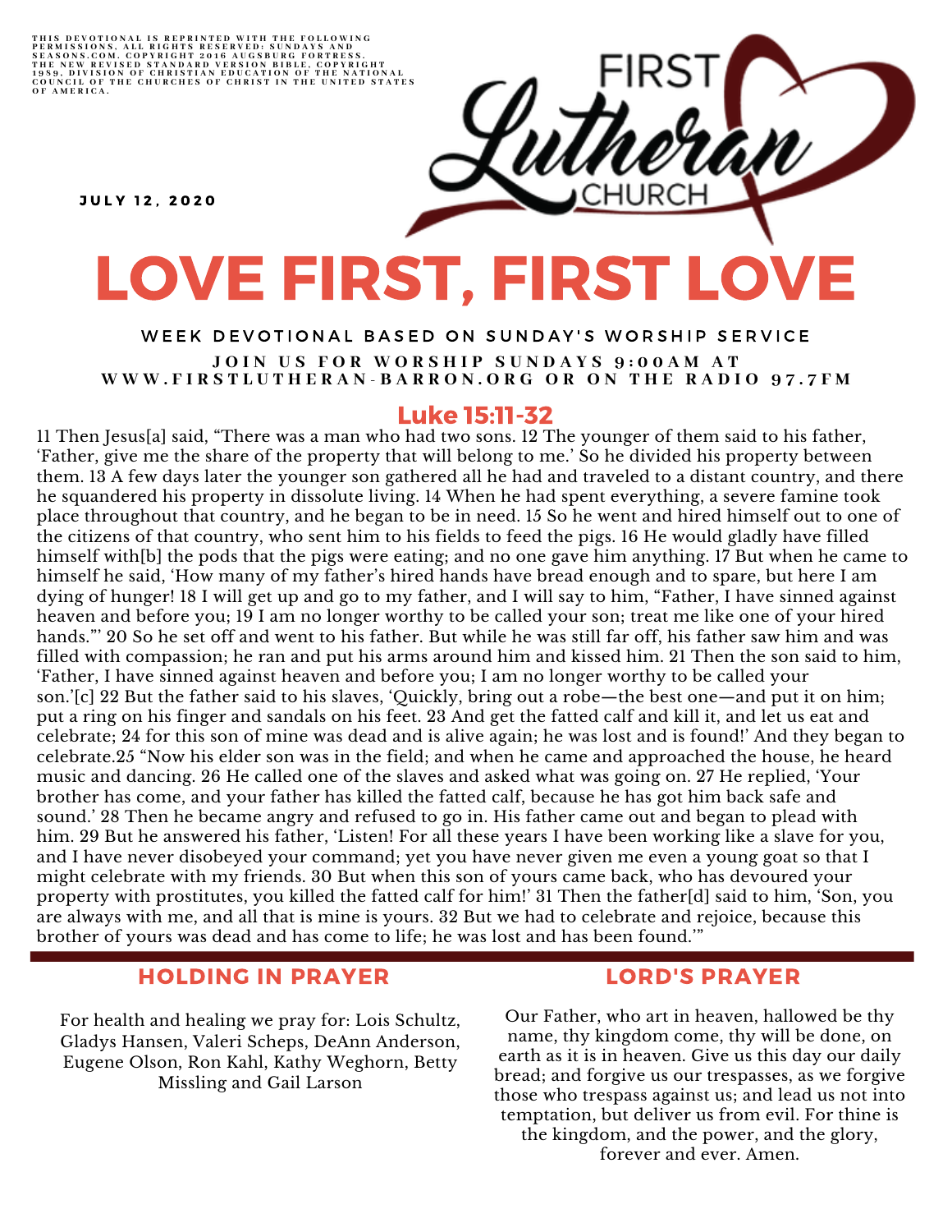THIS DEVOTIONAL IS REPRINTED WITH THE FOLLOWING PERMISSIONS, ALL RIGHTS RESERVED: SUNDAYS AND SEASONS.COM. COPYRIGHT 2016 AUGSBURG FORTRESS. THE NEW REVISED STANDARD VERSION BIBLE, COPYRIGHT 1989, DIVISION OF CHRISTIAN EDUCATION OF THE NATIONAL COUNCIL OF THE CHURCHES OF CHRIST IN THE UNITED STATES OF AMERICA.

JULY 12, 2020

FIRST Lutheran CHURCH

# LOVE FIRST, FIRST LOVE

WEEK DEVOTIONAL BASED ON SUNDAY'S WORSHIP SERVICE

JOIN US FOR WORSHIP SUNDAYS 9:00AM AT WWW.FIRSTLUTHERAN-BARRON.ORG OR ON THE RADIO 97.7FM

## Luke 15:11-32

11 Then Jesus[a] said, "There was a man who had two sons. 12 The younger of them said to his father, 'Father, give me the share of the property that will belong to me.' So he divided his property between them. 13 A few days later the younger son gathered all he had and traveled to a distant country, and there he squandered his property in dissolute living. 14 When he had spent everything, a severe famine took place throughout that country, and he began to be in need. 15 So he went and hired himself out to one of the citizens of that country, who sent him to his fields to feed the pigs. 16 He would gladly have filled himself with[b] the pods that the pigs were eating; and no one gave him anything. 17 But when he came to himself he said, 'How many of my father's hired hands have bread enough and to spare, but here I am dying of hunger! 18 I will get up and go to my father, and I will say to him, "Father, I have sinned against heaven and before you; 19 I am no longer worthy to be called your son; treat me like one of your hired hands."' 20 So he set off and went to his father. But while he was still far off, his father saw him and was filled with compassion; he ran and put his arms around him and kissed him. 21 Then the son said to him, 'Father, I have sinned against heaven and before you; I am no longer worthy to be called your son.'[c] 22 But the father said to his slaves, 'Quickly, bring out a robe—the best one—and put it on him; put a ring on his finger and sandals on his feet. 23 And get the fatted calf and kill it, and let us eat and celebrate; 24 for this son of mine was dead and is alive again; he was lost and is found!' And they began to celebrate.25 "Now his elder son was in the field; and when he came and approached the house, he heard music and dancing. 26 He called one of the slaves and asked what was going on. 27 He replied, 'Your brother has come, and your father has killed the fatted calf, because he has got him back safe and sound.' 28 Then he became angry and refused to go in. His father came out and began to plead with him. 29 But he answered his father, 'Listen! For all these years I have been working like a slave for you, and I have never disobeyed your command; yet you have never given me even a young goat so that I might celebrate with my friends. 30 But when this son of yours came back, who has devoured your property with prostitutes, you killed the fatted calf for him!' 31 Then the father[d] said to him, 'Son, you are always with me, and all that is mine is yours. 32 But we had to celebrate and rejoice, because this brother of yours was dead and has come to life; he was lost and has been found.'"

### HOLDING IN PRAYER

For health and healing we pray for: Lois Schultz, Gladys Hansen, Valeri Scheps, DeAnn Anderson, Eugene Olson, Ron Kahl, Kathy Weghorn, Betty Missling and Gail Larson

### LORD'S PRAYER

Our Father, who art in heaven, hallowed be thy name, thy kingdom come, thy will be done, on earth as it is in heaven. Give us this day our daily bread; and forgive us our trespasses, as we forgive those who trespass against us; and lead us not into temptation, but deliver us from evil. For thine is the kingdom, and the power, and the glory, forever and ever. Amen.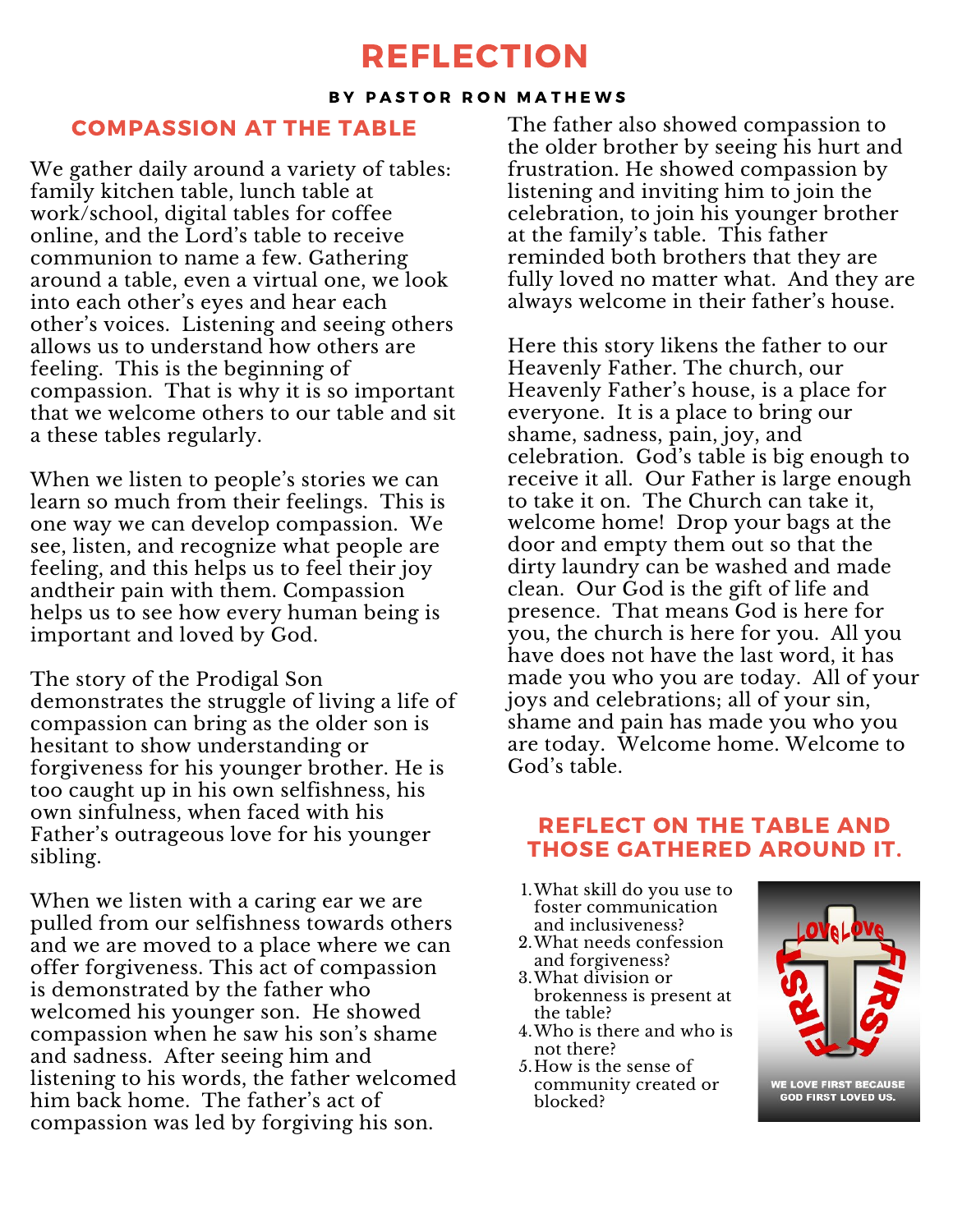# REFLECTION

**BY PASTOR RON MATHEWS**

## COMPASSION AT THE TABLE

We gather daily around a variety of tables: family kitchen table, lunch table at work/school, digital tables for coffee online, and the Lord's table to receive communion to name a few. Gathering around a table, even a virtual one, we look into each other's eyes and hear each other's voices. Listening and seeing others allows us to understand how others are feeling. This is the beginning of compassion. That is why it is so important that we welcome others to our table and sit a these tables regularly.

When we listen to people's stories we can learn so much from their feelings. This is one way we can develop compassion. We see, listen, and recognize what people are feeling, and this helps us to feel their joy andtheir pain with them. Compassion helps us to see how every human being is important and loved by God.

The story of the Prodigal Son demonstrates the struggle of living a life of compassion can bring as the older son is hesitant to show understanding or forgiveness for his younger brother. He is too caught up in his own selfishness, his own sinfulness, when faced with his Father's outrageous love for his younger sibling.

When we listen with a caring ear we are pulled from our selfishness towards others and we are moved to a place where we can offer forgiveness. This act of compassion is demonstrated by the father who welcomed his younger son. He showed compassion when he saw his son's shame and sadness. After seeing him and listening to his words, the father welcomed him back home. The father's act of compassion was led by forgiving his son.

The father also showed compassion to the older brother by seeing his hurt and frustration. He showed compassion by listening and inviting him to join the celebration, to join his younger brother at the family's table. This father reminded both brothers that they are fully loved no matter what. And they are always welcome in their father's house.

Here this story likens the father to our Heavenly Father. The church, our Heavenly Father's house, is a place for everyone. It is a place to bring our shame, sadness, pain, joy, and celebration. God's table is big enough to receive it all. Our Father is large enough to take it on. The Church can take it, welcome home! Drop your bags at the door and empty them out so that the dirty laundry can be washed and made clean. Our God is the gift of life and presence. That means God is here for you, the church is here for you. All you have does not have the last word, it has made you who you are today. All of your joys and celebrations; all of your sin, shame and pain has made you who you are today. Welcome home. Welcome to God's table.

## REFLECT ON THE TABLE AND THOSE GATHERED AROUND IT.

1. What skill do you use to foster communication and inclusiveness?
2. What needs confession and forgiveness?
3. What division or brokenness is present at the table?
4. Who is there and who is not there?
5. How is the sense of community created or blocked?

LOVE LOVE FIRST FIRST

WE LOVE FIRST BECAUSE GOD FIRST LOVED US.